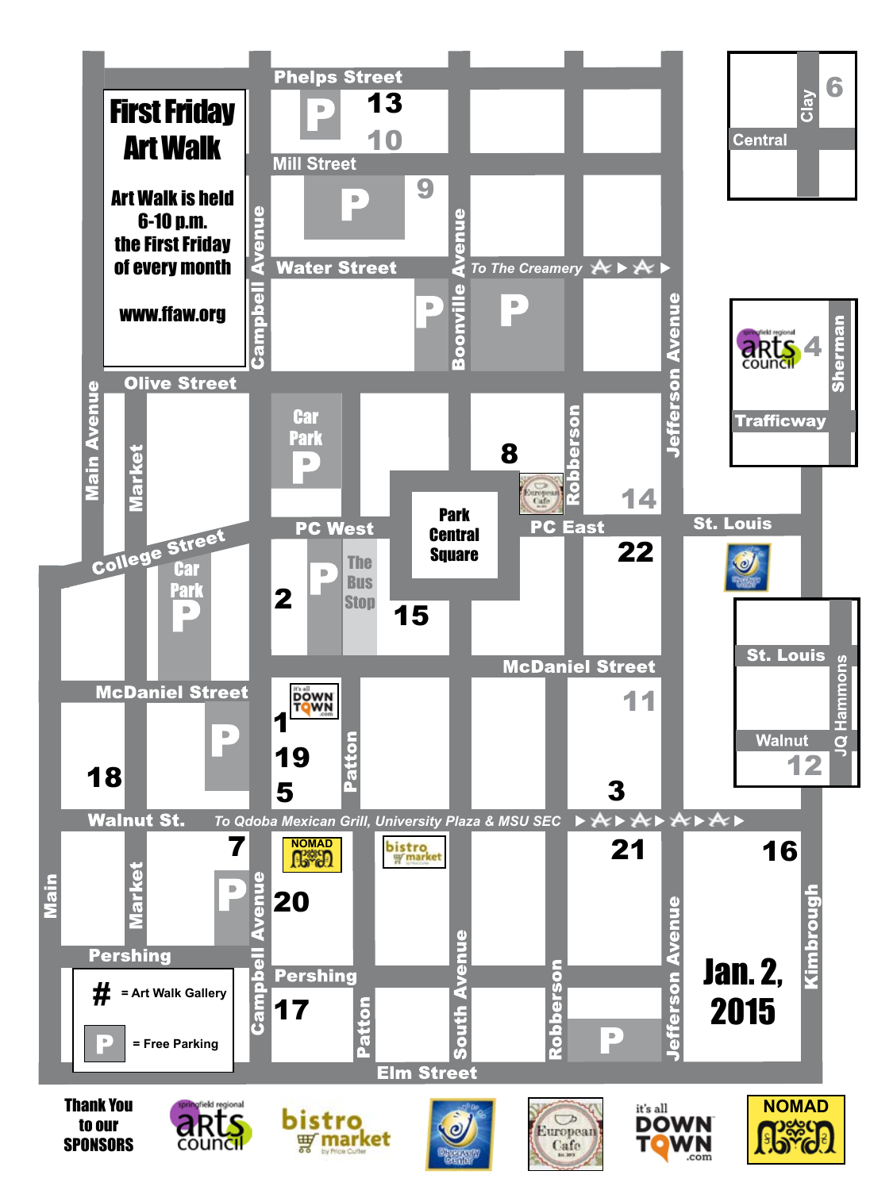# First Friday Art Walk

**Art Walk is held 6-10 p.m. the First Friday of every month**

**www.ffaw.org**

Phelps Street

13

10

Mill Street

9

Water Street

To The Creamery

Campbell Avenue

Boonville Avenue

Jefferson Avenue

Central

Clay

6

Sherman

4

Trafficway

Olive Street

Main Avenue

Market

Car Park

8

Robberson

14

Park Central Square

PC West

PC East

St. Louis

College Street

Car Park

2

The Bus Stop

15

22

St. Louis

McDaniel Street

McDaniel Street

1

19

5

Patton

11

Walnut

JQ Hammons

12

18

3

Walnut St.

To Qdoba Mexican Grill, University Plaza & MSU SEC

7

21

16

Main

Market

20

Pershing

Pershing

17

Campbell Avenue

Patton

South Avenue

Robberson

Jefferson Avenue

Kimbrough

Elm Street

**Jan. 2, 2015**

# = Art Walk Gallery

P = Free Parking

**Thank You to our SPONSORS**

springfield regional arts council

bistro market by Price Cutter

European Cafe

it's all DOWNTOWN .com

NOMAD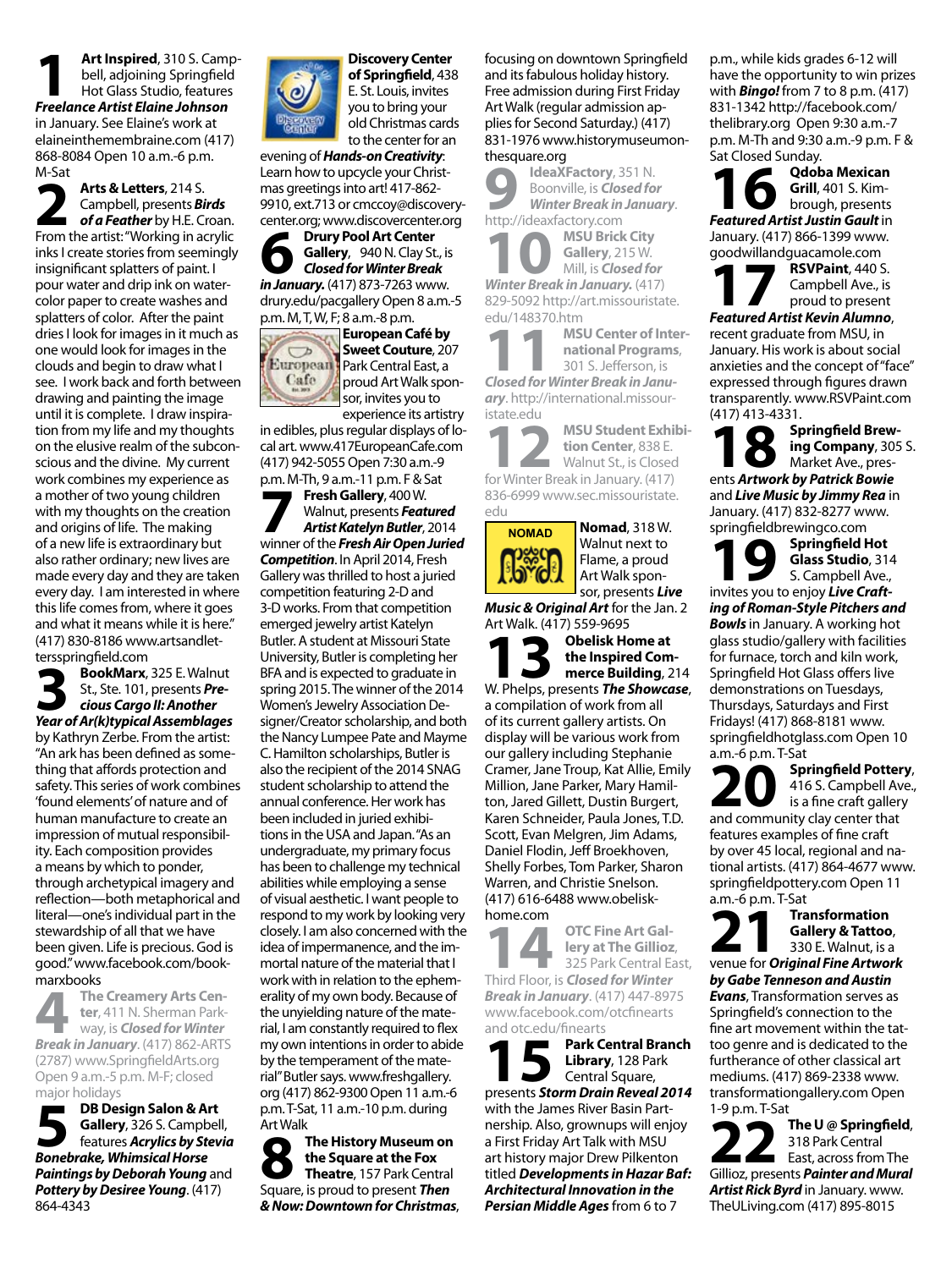**1** **Art Inspired**, 310 S. Campbell, adjoining Springfield Hot Glass Studio, features ***Freelance Artist Elaine Johnson*** in January. See Elaine's work at elaineinthemembraine.com (417) 868-8084 Open 10 a.m.-6 p.m. M-Sat

**2** **Arts & Letters**, 214 S. Campbell, presents ***Birds of a Feather*** by H.E. Croan. From the artist: "Working in acrylic inks I create stories from seemingly insignificant splatters of paint. I pour water and drip ink on watercolor paper to create washes and splatters of color. After the paint dries I look for images in it much as one would look for images in the clouds and begin to draw what I see. I work back and forth between drawing and painting the image until it is complete. I draw inspiration from my life and my thoughts on the elusive realm of the subconscious and the divine. My current work combines my experience as a mother of two young children with my thoughts on the creation and origins of life. The making of a new life is extraordinary but also rather ordinary; new lives are made every day and they are taken every day. I am interested in where this life comes from, where it goes and what it means while it is here." (417) 830-8186 www.artsandletterspringfield.com

**3** **BookMarx**, 325 E. Walnut St., Ste. 101, presents ***Precious Cargo II: Another Year of Ar(k)typical Assemblages*** by Kathryn Zerbe. From the artist: "An ark has been defined as something that affords protection and safety. This series of work combines 'found elements' of nature and of human manufacture to create an impression of mutual responsibility. Each composition provides a means by which to ponder, through archetypical imagery and reflection—both metaphorical and literal—one's individual part in the stewardship of all that we have been given. Life is precious. God is good." www.facebook.com/bookmarxbooks

**4** **The Creamery Arts Center**, 411 N. Sherman Parkway, is ***Closed for Winter Break in January***. (417) 862-ARTS (2787) www.SpringfieldArts.org Open 9 a.m.-5 p.m. M-F; closed major holidays

**5** **DB Design Salon & Art Gallery**, 326 S. Campbell, features ***Acrylics by Stevia Bonebrake, Whimsical Horse Paintings by Deborah Young*** and ***Pottery by Desiree Young***. (417) 864-4343

**Discovery Center of Springfield**, 438 E. St. Louis, invites you to bring your old Christmas cards to the center for an evening of ***Hands-on Creativity***: Learn how to upcycle your Christmas greetings into art! 417-862-9910, ext.713 or cmccoy@discoverycenter.org; www.discovercenter.org

**6** **Drury Pool Art Center Gallery**, 940 N. Clay St., is ***Closed for Winter Break in January.*** (417) 873-7263 www.drury.edu/pacgallery Open 8 a.m.-5 p.m. M, T, W, F; 8 a.m.-8 p.m.

**European Café by Sweet Couture**, 207 Park Central East, a proud Art Walk sponsor, invites you to experience its artistry in edibles, plus regular displays of local art. www.417EuropeanCafe.com (417) 942-5055 Open 7:30 a.m.-9 p.m. M-Th, 9 a.m.-11 p.m. F & Sat

**7** **Fresh Gallery**, 400 W. Walnut, presents ***Featured Artist Katelyn Butler***, 2014 winner of the ***Fresh Air Open Juried Competition***. In April 2014, Fresh Gallery was thrilled to host a juried competition featuring 2-D and 3-D works. From that competition emerged jewelry artist Katelyn Butler. A student at Missouri State University, Butler is completing her BFA and is expected to graduate in spring 2015. The winner of the 2014 Women's Jewelry Association Designer/Creator scholarship, and both the Nancy Lumpee Pate and Mayme C. Hamilton scholarships, Butler is also the recipient of the 2014 SNAG student scholarship to attend the annual conference. Her work has been included in juried exhibitions in the USA and Japan. "As an undergraduate, my primary focus has been to challenge my technical abilities while employing a sense of visual aesthetic. I want people to respond to my work by looking very closely. I am also concerned with the idea of impermanence, and the immortal nature of the material that I work with in relation to the ephemerality of my own body. Because of the unyielding nature of the material, I am constantly required to flex my own intentions in order to abide by the temperament of the material" Butler says. www.freshgallery.org (417) 862-9300 Open 11 a.m.-6 p.m. T-Sat, 11 a.m.-10 p.m. during Art Walk

**8** **The History Museum on the Square at the Fox Theatre**, 157 Park Central Square, is proud to present ***Then & Now: Downtown for Christmas***, focusing on downtown Springfield and its fabulous holiday history. Free admission during First Friday Art Walk (regular admission applies for Second Saturday.) (417) 831-1976 www.historymuseumonthesquare.org

**9** **IdeaXFactory**, 351 N. Boonville, is ***Closed for Winter Break in January***. http://ideaxfactory.com

**10** **MSU Brick City Gallery**, 215 W. Mill, is ***Closed for Winter Break in January.*** (417) 829-5092 http://art.missouristate.edu/148370.htm

**11** **MSU Center of International Programs**, 301 S. Jefferson, is ***Closed for Winter Break in January***. http://international.missouristate.edu

**12** **MSU Student Exhibition Center**, 838 E. Walnut St., is Closed for Winter Break in January. (417) 836-6999 www.sec.missouristate.edu

**Nomad**, 318 W. Walnut next to Flame, a proud Art Walk sponsor, presents ***Live Music & Original Art*** for the Jan. 2 Art Walk. (417) 559-9695

**13** **Obelisk Home at the Inspired Commerce Building**, 214 W. Phelps, presents ***The Showcase***, a compilation of work from all of its current gallery artists. On display will be various work from our gallery including Stephanie Cramer, Jane Troup, Kat Allie, Emily Million, Jane Parker, Mary Hamilton, Jared Gillett, Dustin Burgert, Karen Schneider, Paula Jones, T.D. Scott, Evan Melgren, Jim Adams, Daniel Flodin, Jeff Broekhoven, Shelly Forbes, Tom Parker, Sharon Warren, and Christie Snelson. (417) 616-6488 www.obeliskhome.com

**14** **OTC Fine Art Gallery at The Gillioz**, 325 Park Central East, Third Floor, is ***Closed for Winter Break in January***. (417) 447-8975 www.facebook.com/otcfinearts and otc.edu/finearts

**15** **Park Central Branch Library**, 128 Park Central Square, presents ***Storm Drain Reveal 2014*** with the James River Basin Partnership. Also, grownups will enjoy a First Friday Art Talk with MSU art history major Drew Pilkenton titled ***Developments in Hazar Baf: Architectural Innovation in the Persian Middle Ages*** from 6 to 7 p.m., while kids grades 6-12 will have the opportunity to win prizes with ***Bingo!*** from 7 to 8 p.m. (417) 831-1342 http://facebook.com/thelibrary.org Open 9:30 a.m.-7 p.m. M-Th and 9:30 a.m.-9 p.m. F & Sat Closed Sunday.

**16** **Qdoba Mexican Grill**, 401 S. Kimbrough, presents ***Featured Artist Justin Gault*** in January. (417) 866-1399 www.goodwillandguacamole.com

**17** **RSVPaint**, 440 S. Campbell Ave., is proud to present ***Featured Artist Kevin Alumno***, recent graduate from MSU, in January. His work is about social anxieties and the concept of "face" expressed through figures drawn transparently. www.RSVPaint.com (417) 413-4331.

**18** **Springfield Brewing Company**, 305 S. Market Ave., presents ***Artwork by Patrick Bowie*** and ***Live Music by Jimmy Rea*** in January. (417) 832-8277 www.springfieldbrewingco.com

**19** **Springfield Hot Glass Studio**, 314 S. Campbell Ave., invites you to enjoy ***Live Crafting of Roman-Style Pitchers and Bowls*** in January. A working hot glass studio/gallery with facilities for furnace, torch and kiln work, Springfield Hot Glass offers live demonstrations on Tuesdays, Thursdays, Saturdays and First Fridays! (417) 868-8181 www.springfieldhotglass.com Open 10 a.m.-6 p.m. T-Sat

**20** **Springfield Pottery**, 416 S. Campbell Ave., is a fine craft gallery and community clay center that features examples of fine craft by over 45 local, regional and national artists. (417) 864-4677 www.springfieldpottery.com Open 11 a.m.-6 p.m. T-Sat

**21** **Transformation Gallery & Tattoo**, 330 E. Walnut, is a venue for ***Original Fine Artwork by Gabe Tenneson and Austin Evans***, Transformation serves as Springfield's connection to the fine art movement within the tattoo genre and is dedicated to the furtherance of other classical art mediums. (417) 869-2338 www.transformationgallery.com Open 1-9 p.m. T-Sat

**22** **The U @ Springfield**, 318 Park Central East, across from The Gillioz, presents ***Painter and Mural Artist Rick Byrd*** in January. www.TheULiving.com (417) 895-8015